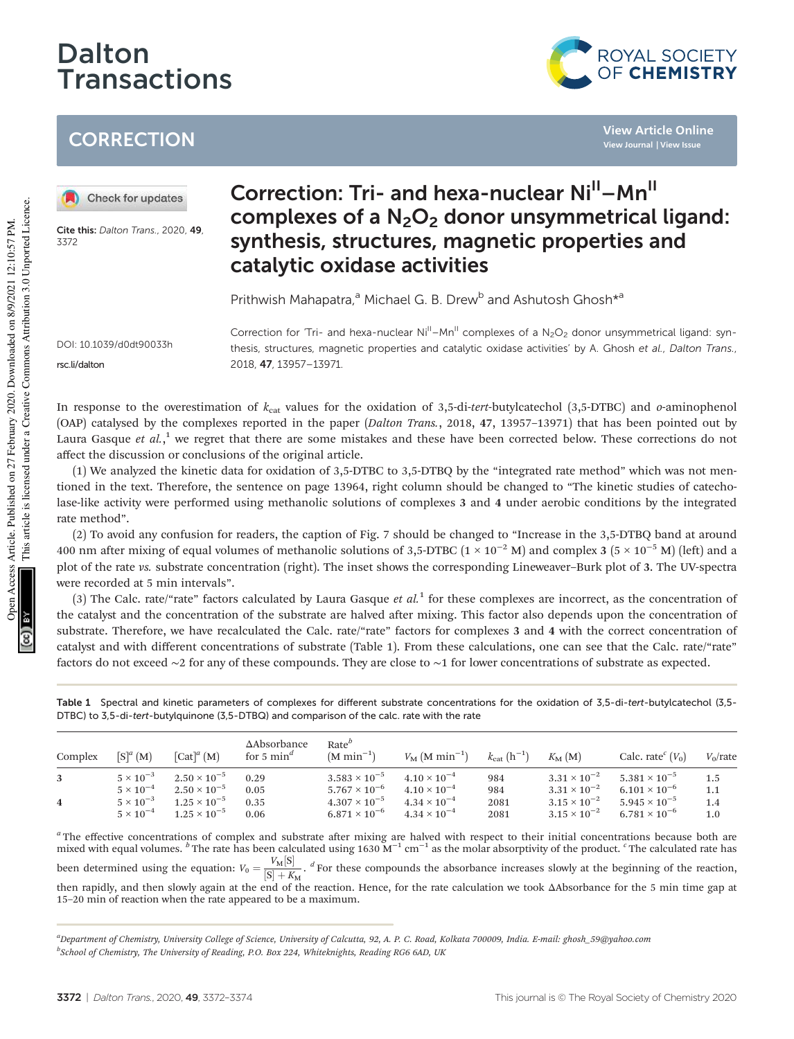# Correction: Tri- and hexa-nuclear $Ni^{II}$–$Mn^{II}$ complexes of a $N_2O_2$ donor unsymmetrical ligand: synthesis, structures, magnetic properties and catalytic oxidase activities

Prithwish Mahapatra,[a] Michael G. B. Drew[b] and Ashutosh Ghosh*[a]

Cite this: *Dalton Trans.*, 2020, **49**, 3372

DOI: 10.1039/d0dt90033h

rsc.li/dalton

Correction for 'Tri- and hexa-nuclear $Ni^{II}$–$Mn^{II}$ complexes of a $N_2O_2$ donor unsymmetrical ligand: synthesis, structures, magnetic properties and catalytic oxidase activities' by A. Ghosh *et al.*, *Dalton Trans.*, 2018, **47**, 13957–13971.

In response to the overestimation of $k_{cat}$ values for the oxidation of 3,5-di-*tert*-butylcatechol (3,5-DTBC) and *o*-aminophenol (OAP) catalysed by the complexes reported in the paper (*Dalton Trans.*, 2018, **47**, 13957–13971) that has been pointed out by Laura Gasque *et al.*,[1] we regret that there are some mistakes and these have been corrected below. These corrections do not affect the discussion or conclusions of the original article.

(1) We analyzed the kinetic data for oxidation of 3,5-DTBC to 3,5-DTBQ by the "integrated rate method" which was not mentioned in the text. Therefore, the sentence on page 13964, right column should be changed to "The kinetic studies of catecholase-like activity were performed using methanolic solutions of complexes **3** and **4** under aerobic conditions by the integrated rate method".

(2) To avoid any confusion for readers, the caption of Fig. 7 should be changed to "Increase in the 3,5-DTBQ band at around 400 nm after mixing of equal volumes of methanolic solutions of 3,5-DTBC ($1 \times 10^{-2}$ M) and complex **3** ($5 \times 10^{-5}$ M) (left) and a plot of the rate *vs.* substrate concentration (right). The inset shows the corresponding Lineweaver–Burk plot of **3**. The UV-spectra were recorded at 5 min intervals".

(3) The Calc. rate/"rate" factors calculated by Laura Gasque *et al.*[1] for these complexes are incorrect, as the concentration of the catalyst and the concentration of the substrate are halved after mixing. This factor also depends upon the concentration of substrate. Therefore, we have recalculated the Calc. rate/"rate" factors for complexes **3** and **4** with the correct concentration of catalyst and with different concentrations of substrate (Table 1). From these calculations, one can see that the Calc. rate/"rate" factors do not exceed ~2 for any of these compounds. They are close to ~1 for lower concentrations of substrate as expected.

Table 1 Spectral and kinetic parameters of complexes for different substrate concentrations for the oxidation of 3,5-di-*tert*-butylcatechol (3,5-DTBC) to 3,5-di-*tert*-butylquinone (3,5-DTBQ) and comparison of the calc. rate with the rate

| Complex | [S][a] (M) | [Cat][a] (M) | ΔAbsorbance for 5 min[d] | Rate[b] (M min$^{-1}$) | $V_M$ (M min$^{-1}$) | $k_{cat}$ (h$^{-1}$) | $K_M$ (M) | Calc. rate[c] ($V_0$) | $V_0$/rate |
|---|---|---|---|---|---|---|---|---|---|
| **3** | $5 \times 10^{-3}$ | $2.50 \times 10^{-5}$ | 0.29 | $3.583 \times 10^{-5}$ | $4.10 \times 10^{-4}$ | 984 | $3.31 \times 10^{-2}$ | $5.381 \times 10^{-5}$ | 1.5 |
| | $5 \times 10^{-4}$ | $2.50 \times 10^{-5}$ | 0.05 | $5.767 \times 10^{-6}$ | $4.10 \times 10^{-4}$ | 984 | $3.31 \times 10^{-2}$ | $6.101 \times 10^{-6}$ | 1.1 |
| **4** | $5 \times 10^{-3}$ | $1.25 \times 10^{-5}$ | 0.35 | $4.307 \times 10^{-5}$ | $4.34 \times 10^{-4}$ | 2081 | $3.15 \times 10^{-2}$ | $5.945 \times 10^{-5}$ | 1.4 |
| | $5 \times 10^{-4}$ | $1.25 \times 10^{-5}$ | 0.06 | $6.871 \times 10^{-6}$ | $4.34 \times 10^{-4}$ | 2081 | $3.15 \times 10^{-2}$ | $6.781 \times 10^{-6}$ | 1.0 |

[a] The effective concentrations of complex and substrate after mixing are halved with respect to their initial concentrations because both are mixed with equal volumes. [b] The rate has been calculated using 1630 M$^{-1}$ cm$^{-1}$ as the molar absorptivity of the product. [c] The calculated rate has been determined using the equation: $V_0 = \frac{V_M[S]}{[S] + K_M}$. [d] For these compounds the absorbance increases slowly at the beginning of the reaction, then rapidly, and then slowly again at the end of the reaction. Hence, for the rate calculation we took ΔAbsorbance for the 5 min time gap at 15–20 min of reaction when the rate appeared to be a maximum.

[a] Department of Chemistry, University College of Science, University of Calcutta, 92, A. P. C. Road, Kolkata 700009, India. E-mail: ghosh_59@yahoo.com

[b] School of Chemistry, The University of Reading, P.O. Box 224, Whiteknights, Reading RG6 6AD, UK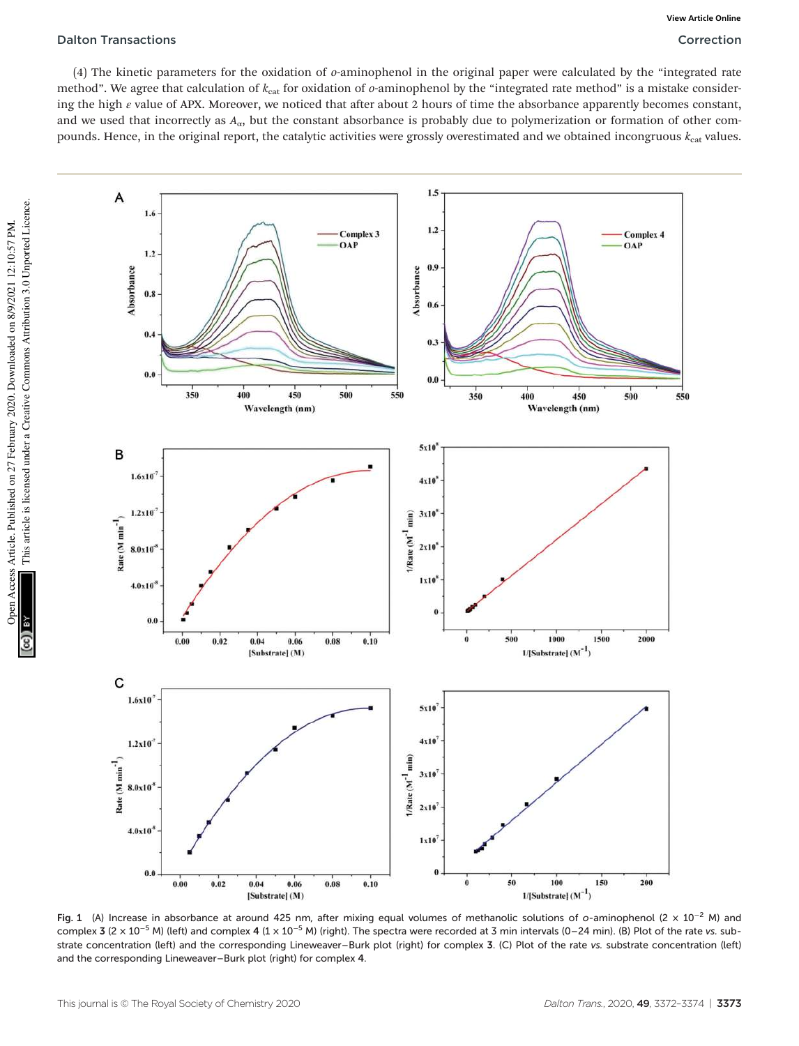(4) The kinetic parameters for the oxidation of *o*-aminophenol in the original paper were calculated by the "integrated rate method". We agree that calculation of $k_{cat}$ for oxidation of *o*-aminophenol by the "integrated rate method" is a mistake considering the high $\varepsilon$ value of APX. Moreover, we noticed that after about 2 hours of time the absorbance apparently becomes constant, and we used that incorrectly as $A_{\alpha}$, but the constant absorbance is probably due to polymerization or formation of other compounds. Hence, in the original report, the catalytic activities were grossly overestimated and we obtained incongruous $k_{cat}$ values.

Fig. 1 (A) Increase in absorbance at around 425 nm, after mixing equal volumes of methanolic solutions of *o*-aminophenol ($2 \times 10^{-2}$ M) and complex **3** ($2 \times 10^{-5}$ M) (left) and complex **4** ($1 \times 10^{-5}$ M) (right). The spectra were recorded at 3 min intervals (0–24 min). (B) Plot of the rate *vs.* substrate concentration (left) and the corresponding Lineweaver–Burk plot (right) for complex **3**. (C) Plot of the rate *vs.* substrate concentration (left) and the corresponding Lineweaver–Burk plot (right) for complex **4**.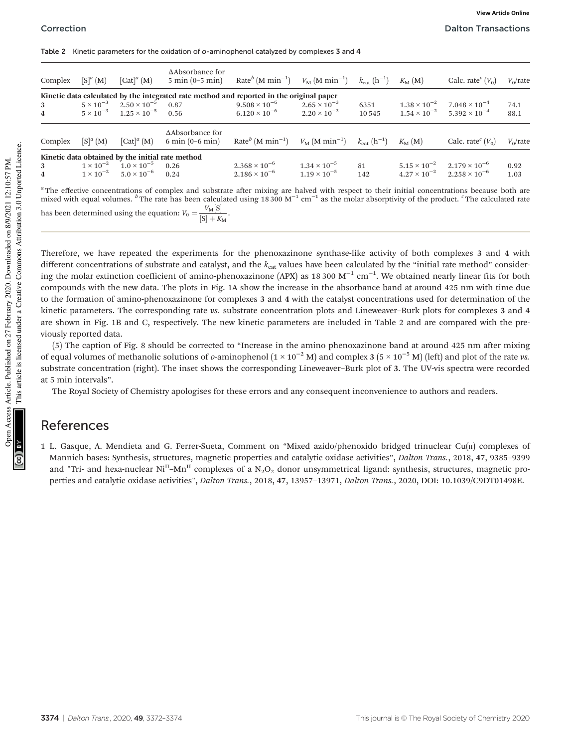Table 2 Kinetic parameters for the oxidation of *o*-aminophenol catalyzed by complexes **3** and **4**

| Complex | $[S]^a$ (M) | $[Cat]^a$ (M) | ΔAbsorbance for 5 min (0–5 min) | Rate$^b$ (M min$^{-1}$) | $V_M$ (M min$^{-1}$) | $k_{cat}$ (h$^{-1}$) | $K_M$ (M) | Calc. rate$^c$ ($V_0$) | $V_0$/rate |
|---|---|---|---|---|---|---|---|---|---|
| **Kinetic data calculated by the integrated rate method and reported in the original paper** | | | | | | | | | |
| **3** | $5 \times 10^{-3}$ | $2.50 \times 10^{-5}$ | 0.87 | $9.508 \times 10^{-6}$ | $2.65 \times 10^{-3}$ | 6351 | $1.38 \times 10^{-2}$ | $7.048 \times 10^{-4}$ | 74.1 |
| **4** | $5 \times 10^{-3}$ | $1.25 \times 10^{-5}$ | 0.56 | $6.120 \times 10^{-6}$ | $2.20 \times 10^{-3}$ | 10 545 | $1.54 \times 10^{-2}$ | $5.392 \times 10^{-4}$ | 88.1 |
| Complex | $[S]^a$ (M) | $[Cat]^a$ (M) | ΔAbsorbance for 6 min (0–6 min) | Rate$^b$ (M min$^{-1}$) | $V_M$ (M min$^{-1}$) | $k_{cat}$ (h$^{-1}$) | $K_M$ (M) | Calc. rate$^c$ ($V_0$) | $V_0$/rate |
| **Kinetic data obtained by the initial rate method** | | | | | | | | | |
| **3** | $1 \times 10^{-2}$ | $1.0 \times 10^{-5}$ | 0.26 | $2.368 \times 10^{-6}$ | $1.34 \times 10^{-5}$ | 81 | $5.15 \times 10^{-2}$ | $2.179 \times 10^{-6}$ | 0.92 |
| **4** | $1 \times 10^{-2}$ | $5.0 \times 10^{-6}$ | 0.24 | $2.186 \times 10^{-6}$ | $1.19 \times 10^{-5}$ | 142 | $4.27 \times 10^{-2}$ | $2.258 \times 10^{-6}$ | 1.03 |

[a] The effective concentrations of complex and substrate after mixing are halved with respect to their initial concentrations because both are mixed with equal volumes. [b] The rate has been calculated using 18 300 M$^{-1}$ cm$^{-1}$ as the molar absorptivity of the product. [c] The calculated rate has been determined using the equation: $V_0 = \frac{V_M[S]}{[S] + K_M}$.

Therefore, we have repeated the experiments for the phenoxazinone synthase-like activity of both complexes **3** and **4** with different concentrations of substrate and catalyst, and the $k_{cat}$ values have been calculated by the "initial rate method" considering the molar extinction coefficient of amino-phenoxazinone (APX) as 18 300 M$^{-1}$ cm$^{-1}$. We obtained nearly linear fits for both compounds with the new data. The plots in Fig. 1A show the increase in the absorbance band at around 425 nm with time due to the formation of amino-phenoxazinone for complexes **3** and **4** with the catalyst concentrations used for determination of the kinetic parameters. The corresponding rate *vs.* substrate concentration plots and Lineweaver–Burk plots for complexes **3** and **4** are shown in Fig. 1B and C, respectively. The new kinetic parameters are included in Table 2 and are compared with the previously reported data.

(5) The caption of Fig. 8 should be corrected to "Increase in the amino phenoxazinone band at around 425 nm after mixing of equal volumes of methanolic solutions of *o*-aminophenol ($1 \times 10^{-2}$ M) and complex **3** ($5 \times 10^{-5}$ M) (left) and plot of the rate *vs.* substrate concentration (right). The inset shows the corresponding Lineweaver–Burk plot of **3**. The UV-vis spectra were recorded at 5 min intervals".

The Royal Society of Chemistry apologises for these errors and any consequent inconvenience to authors and readers.

## References

1 L. Gasque, A. Mendieta and G. Ferrer-Sueta, Comment on "Mixed azido/phenoxido bridged trinuclear Cu(II) complexes of Mannich bases: Synthesis, structures, magnetic properties and catalytic oxidase activities", *Dalton Trans.*, 2018, **47**, 9385–9399 and "Tri- and hexa-nuclear $Ni^{II}$–$Mn^{II}$ complexes of a $N_2O_2$ donor unsymmetrical ligand: synthesis, structures, magnetic properties and catalytic oxidase activities", *Dalton Trans.*, 2018, **47**, 13957–13971, *Dalton Trans.*, 2020, DOI: 10.1039/C9DT01498E.